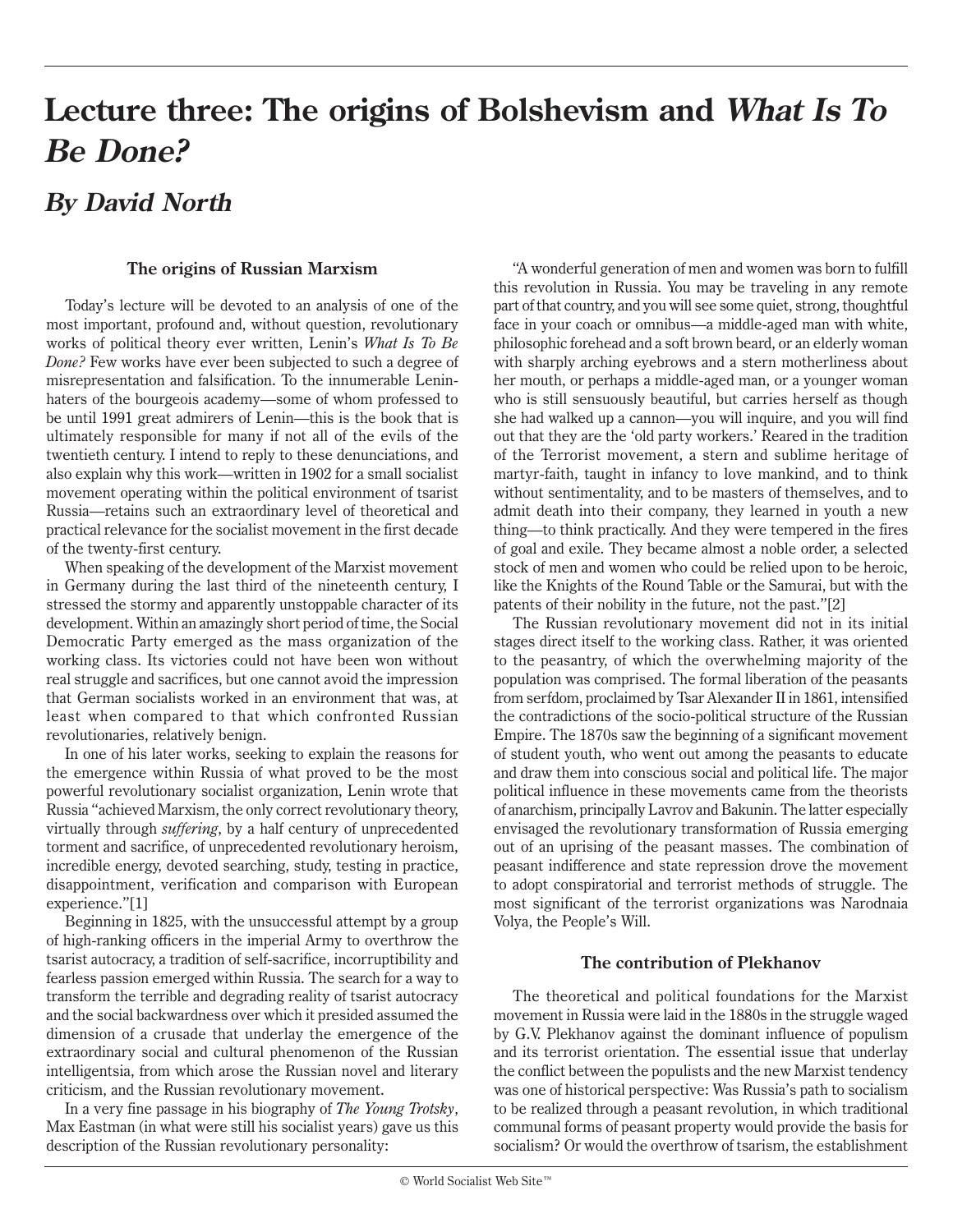# Lecture three: The origins of Bolshevism and *What Is To Be Done?*

## *By David North*

### The origins of Russian Marxism

Today's lecture will be devoted to an analysis of one of the most important, profound and, without question, revolutionary works of political theory ever written, Lenin's *What Is To Be Done?* Few works have ever been subjected to such a degree of misrepresentation and falsification. To the innumerable Lenin-haters of the bourgeois academy—some of whom professed to be until 1991 great admirers of Lenin—this is the book that is ultimately responsible for many if not all of the evils of the twentieth century. I intend to reply to these denunciations, and also explain why this work—written in 1902 for a small socialist movement operating within the political environment of tsarist Russia—retains such an extraordinary level of theoretical and practical relevance for the socialist movement in the first decade of the twenty-first century.

When speaking of the development of the Marxist movement in Germany during the last third of the nineteenth century, I stressed the stormy and apparently unstoppable character of its development. Within an amazingly short period of time, the Social Democratic Party emerged as the mass organization of the working class. Its victories could not have been won without real struggle and sacrifices, but one cannot avoid the impression that German socialists worked in an environment that was, at least when compared to that which confronted Russian revolutionaries, relatively benign.

In one of his later works, seeking to explain the reasons for the emergence within Russia of what proved to be the most powerful revolutionary socialist organization, Lenin wrote that Russia "achieved Marxism, the only correct revolutionary theory, virtually through *suffering*, by a half century of unprecedented torment and sacrifice, of unprecedented revolutionary heroism, incredible energy, devoted searching, study, testing in practice, disappointment, verification and comparison with European experience."[1]

Beginning in 1825, with the unsuccessful attempt by a group of high-ranking officers in the imperial Army to overthrow the tsarist autocracy, a tradition of self-sacrifice, incorruptibility and fearless passion emerged within Russia. The search for a way to transform the terrible and degrading reality of tsarist autocracy and the social backwardness over which it presided assumed the dimension of a crusade that underlay the emergence of the extraordinary social and cultural phenomenon of the Russian intelligentsia, from which arose the Russian novel and literary criticism, and the Russian revolutionary movement.

In a very fine passage in his biography of *The Young Trotsky*, Max Eastman (in what were still his socialist years) gave us this description of the Russian revolutionary personality:

"A wonderful generation of men and women was born to fulfill this revolution in Russia. You may be traveling in any remote part of that country, and you will see some quiet, strong, thoughtful face in your coach or omnibus—a middle-aged man with white, philosophic forehead and a soft brown beard, or an elderly woman with sharply arching eyebrows and a stern motherliness about her mouth, or perhaps a middle-aged man, or a younger woman who is still sensuously beautiful, but carries herself as though she had walked up a cannon—you will inquire, and you will find out that they are the 'old party workers.' Reared in the tradition of the Terrorist movement, a stern and sublime heritage of martyr-faith, taught in infancy to love mankind, and to think without sentimentality, and to be masters of themselves, and to admit death into their company, they learned in youth a new thing—to think practically. And they were tempered in the fires of goal and exile. They became almost a noble order, a selected stock of men and women who could be relied upon to be heroic, like the Knights of the Round Table or the Samurai, but with the patents of their nobility in the future, not the past."[2]

The Russian revolutionary movement did not in its initial stages direct itself to the working class. Rather, it was oriented to the peasantry, of which the overwhelming majority of the population was comprised. The formal liberation of the peasants from serfdom, proclaimed by Tsar Alexander II in 1861, intensified the contradictions of the socio-political structure of the Russian Empire. The 1870s saw the beginning of a significant movement of student youth, who went out among the peasants to educate and draw them into conscious social and political life. The major political influence in these movements came from the theorists of anarchism, principally Lavrov and Bakunin. The latter especially envisaged the revolutionary transformation of Russia emerging out of an uprising of the peasant masses. The combination of peasant indifference and state repression drove the movement to adopt conspiratorial and terrorist methods of struggle. The most significant of the terrorist organizations was Narodnaia Volya, the People's Will.

### The contribution of Plekhanov

The theoretical and political foundations for the Marxist movement in Russia were laid in the 1880s in the struggle waged by G.V. Plekhanov against the dominant influence of populism and its terrorist orientation. The essential issue that underlay the conflict between the populists and the new Marxist tendency was one of historical perspective: Was Russia's path to socialism to be realized through a peasant revolution, in which traditional communal forms of peasant property would provide the basis for socialism? Or would the overthrow of tsarism, the establishment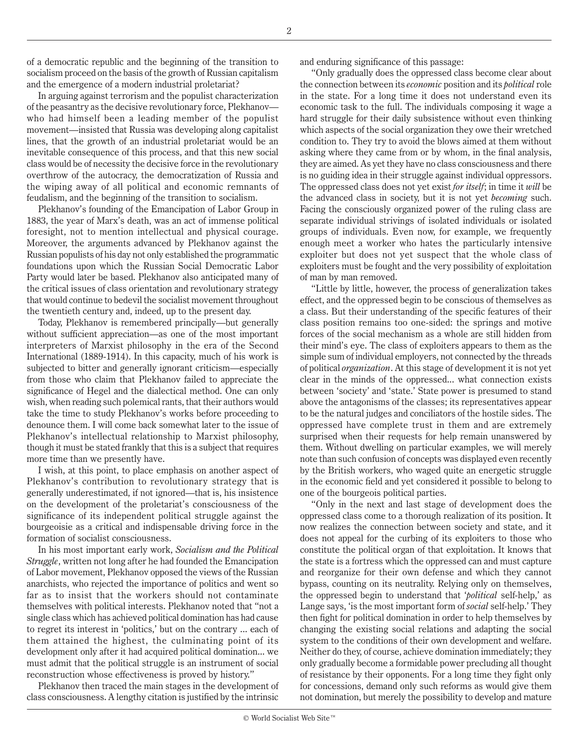of a democratic republic and the beginning of the transition to socialism proceed on the basis of the growth of Russian capitalism and the emergence of a modern industrial proletariat?

In arguing against terrorism and the populist characterization of the peasantry as the decisive revolutionary force, Plekhanov—who had himself been a leading member of the populist movement—insisted that Russia was developing along capitalist lines, that the growth of an industrial proletariat would be an inevitable consequence of this process, and that this new social class would be of necessity the decisive force in the revolutionary overthrow of the autocracy, the democratization of Russia and the wiping away of all political and economic remnants of feudalism, and the beginning of the transition to socialism.

Plekhanov's founding of the Emancipation of Labor Group in 1883, the year of Marx's death, was an act of immense political foresight, not to mention intellectual and physical courage. Moreover, the arguments advanced by Plekhanov against the Russian populists of his day not only established the programmatic foundations upon which the Russian Social Democratic Labor Party would later be based. Plekhanov also anticipated many of the critical issues of class orientation and revolutionary strategy that would continue to bedevil the socialist movement throughout the twentieth century and, indeed, up to the present day.

Today, Plekhanov is remembered principally—but generally without sufficient appreciation—as one of the most important interpreters of Marxist philosophy in the era of the Second International (1889-1914). In this capacity, much of his work is subjected to bitter and generally ignorant criticism—especially from those who claim that Plekhanov failed to appreciate the significance of Hegel and the dialectical method. One can only wish, when reading such polemical rants, that their authors would take the time to study Plekhanov's works before proceeding to denounce them. I will come back somewhat later to the issue of Plekhanov's intellectual relationship to Marxist philosophy, though it must be stated frankly that this is a subject that requires more time than we presently have.

I wish, at this point, to place emphasis on another aspect of Plekhanov's contribution to revolutionary strategy that is generally underestimated, if not ignored—that is, his insistence on the development of the proletariat's consciousness of the significance of its independent political struggle against the bourgeoisie as a critical and indispensable driving force in the formation of socialist consciousness.

In his most important early work, *Socialism and the Political Struggle*, written not long after he had founded the Emancipation of Labor movement, Plekhanov opposed the views of the Russian anarchists, who rejected the importance of politics and went so far as to insist that the workers should not contaminate themselves with political interests. Plekhanov noted that "not a single class which has achieved political domination has had cause to regret its interest in 'politics,' but on the contrary ... each of them attained the highest, the culminating point of its development only after it had acquired political domination... we must admit that the political struggle is an instrument of social reconstruction whose effectiveness is proved by history."

Plekhanov then traced the main stages in the development of class consciousness. A lengthy citation is justified by the intrinsic and enduring significance of this passage:

"Only gradually does the oppressed class become clear about the connection between its *economic* position and its *political* role in the state. For a long time it does not understand even its economic task to the full. The individuals composing it wage a hard struggle for their daily subsistence without even thinking which aspects of the social organization they owe their wretched condition to. They try to avoid the blows aimed at them without asking where they came from or by whom, in the final analysis, they are aimed. As yet they have no class consciousness and there is no guiding idea in their struggle against individual oppressors. The oppressed class does not yet exist *for itself*; in time it *will* be the advanced class in society, but it is not yet *becoming* such. Facing the consciously organized power of the ruling class are separate individual strivings of isolated individuals or isolated groups of individuals. Even now, for example, we frequently enough meet a worker who hates the particularly intensive exploiter but does not yet suspect that the whole class of exploiters must be fought and the very possibility of exploitation of man by man removed.

"Little by little, however, the process of generalization takes effect, and the oppressed begin to be conscious of themselves as a class. But their understanding of the specific features of their class position remains too one-sided: the springs and motive forces of the social mechanism as a whole are still hidden from their mind's eye. The class of exploiters appears to them as the simple sum of individual employers, not connected by the threads of political *organization*. At this stage of development it is not yet clear in the minds of the oppressed... what connection exists between 'society' and 'state.' State power is presumed to stand above the antagonisms of the classes; its representatives appear to be the natural judges and conciliators of the hostile sides. The oppressed have complete trust in them and are extremely surprised when their requests for help remain unanswered by them. Without dwelling on particular examples, we will merely note than such confusion of concepts was displayed even recently by the British workers, who waged quite an energetic struggle in the economic field and yet considered it possible to belong to one of the bourgeois political parties.

"Only in the next and last stage of development does the oppressed class come to a thorough realization of its position. It now realizes the connection between society and state, and it does not appeal for the curbing of its exploiters to those who constitute the political organ of that exploitation. It knows that the state is a fortress which the oppressed can and must capture and reorganize for their own defense and which they cannot bypass, counting on its neutrality. Relying only on themselves, the oppressed begin to understand that '*political* self-help,' as Lange says, 'is the most important form of *social* self-help.' They then fight for political domination in order to help themselves by changing the existing social relations and adapting the social system to the conditions of their own development and welfare. Neither do they, of course, achieve domination immediately; they only gradually become a formidable power precluding all thought of resistance by their opponents. For a long time they fight only for concessions, demand only such reforms as would give them not domination, but merely the possibility to develop and mature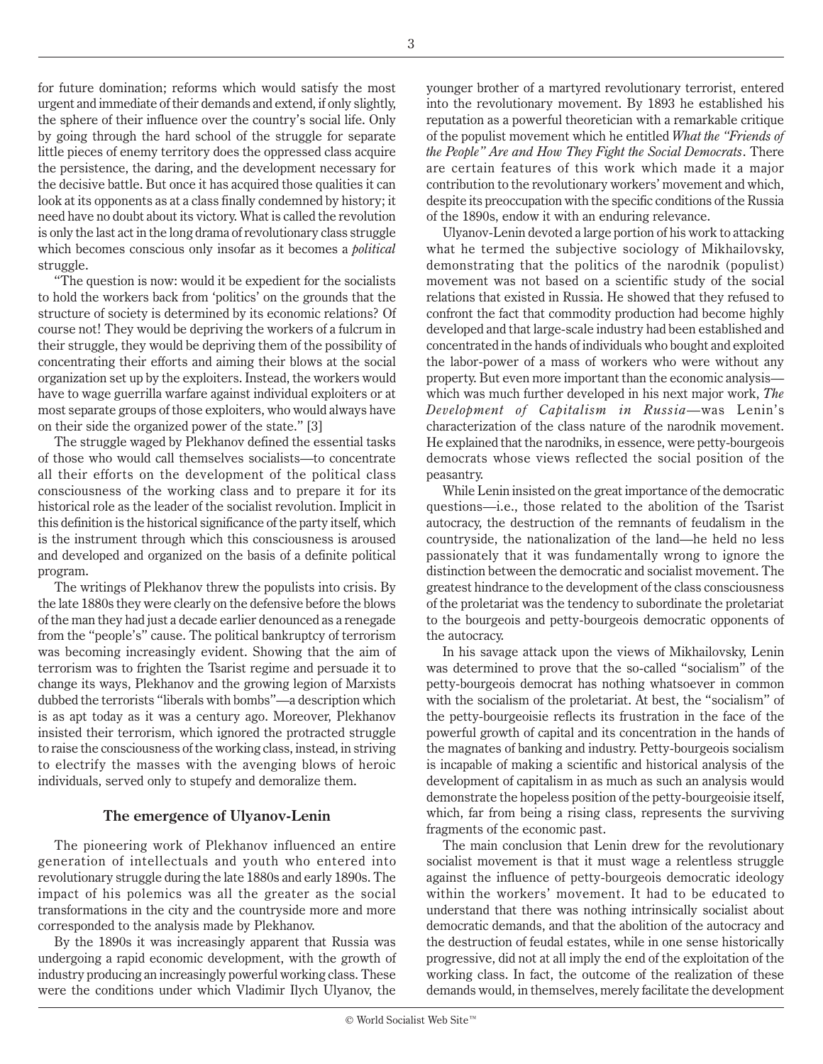for future domination; reforms which would satisfy the most urgent and immediate of their demands and extend, if only slightly, the sphere of their influence over the country's social life. Only by going through the hard school of the struggle for separate little pieces of enemy territory does the oppressed class acquire the persistence, the daring, and the development necessary for the decisive battle. But once it has acquired those qualities it can look at its opponents as at a class finally condemned by history; it need have no doubt about its victory. What is called the revolution is only the last act in the long drama of revolutionary class struggle which becomes conscious only insofar as it becomes a *political* struggle.

"The question is now: would it be expedient for the socialists to hold the workers back from 'politics' on the grounds that the structure of society is determined by its economic relations? Of course not! They would be depriving the workers of a fulcrum in their struggle, they would be depriving them of the possibility of concentrating their efforts and aiming their blows at the social organization set up by the exploiters. Instead, the workers would have to wage guerrilla warfare against individual exploiters or at most separate groups of those exploiters, who would always have on their side the organized power of the state." [3]

The struggle waged by Plekhanov defined the essential tasks of those who would call themselves socialists—to concentrate all their efforts on the development of the political class consciousness of the working class and to prepare it for its historical role as the leader of the socialist revolution. Implicit in this definition is the historical significance of the party itself, which is the instrument through which this consciousness is aroused and developed and organized on the basis of a definite political program.

The writings of Plekhanov threw the populists into crisis. By the late 1880s they were clearly on the defensive before the blows of the man they had just a decade earlier denounced as a renegade from the "people's" cause. The political bankruptcy of terrorism was becoming increasingly evident. Showing that the aim of terrorism was to frighten the Tsarist regime and persuade it to change its ways, Plekhanov and the growing legion of Marxists dubbed the terrorists "liberals with bombs"—a description which is as apt today as it was a century ago. Moreover, Plekhanov insisted their terrorism, which ignored the protracted struggle to raise the consciousness of the working class, instead, in striving to electrify the masses with the avenging blows of heroic individuals, served only to stupefy and demoralize them.

### The emergence of Ulyanov-Lenin

The pioneering work of Plekhanov influenced an entire generation of intellectuals and youth who entered into revolutionary struggle during the late 1880s and early 1890s. The impact of his polemics was all the greater as the social transformations in the city and the countryside more and more corresponded to the analysis made by Plekhanov.

By the 1890s it was increasingly apparent that Russia was undergoing a rapid economic development, with the growth of industry producing an increasingly powerful working class. These were the conditions under which Vladimir Ilych Ulyanov, the younger brother of a martyred revolutionary terrorist, entered into the revolutionary movement. By 1893 he established his reputation as a powerful theoretician with a remarkable critique of the populist movement which he entitled *What the "Friends of the People" Are and How They Fight the Social Democrats*. There are certain features of this work which made it a major contribution to the revolutionary workers' movement and which, despite its preoccupation with the specific conditions of the Russia of the 1890s, endow it with an enduring relevance.

Ulyanov-Lenin devoted a large portion of his work to attacking what he termed the subjective sociology of Mikhailovsky, demonstrating that the politics of the narodnik (populist) movement was not based on a scientific study of the social relations that existed in Russia. He showed that they refused to confront the fact that commodity production had become highly developed and that large-scale industry had been established and concentrated in the hands of individuals who bought and exploited the labor-power of a mass of workers who were without any property. But even more important than the economic analysis—which was much further developed in his next major work, *The Development of Capitalism in Russia*—was Lenin's characterization of the class nature of the narodnik movement. He explained that the narodniks, in essence, were petty-bourgeois democrats whose views reflected the social position of the peasantry.

While Lenin insisted on the great importance of the democratic questions—i.e., those related to the abolition of the Tsarist autocracy, the destruction of the remnants of feudalism in the countryside, the nationalization of the land—he held no less passionately that it was fundamentally wrong to ignore the distinction between the democratic and socialist movement. The greatest hindrance to the development of the class consciousness of the proletariat was the tendency to subordinate the proletariat to the bourgeois and petty-bourgeois democratic opponents of the autocracy.

In his savage attack upon the views of Mikhailovsky, Lenin was determined to prove that the so-called "socialism" of the petty-bourgeois democrat has nothing whatsoever in common with the socialism of the proletariat. At best, the "socialism" of the petty-bourgeoisie reflects its frustration in the face of the powerful growth of capital and its concentration in the hands of the magnates of banking and industry. Petty-bourgeois socialism is incapable of making a scientific and historical analysis of the development of capitalism in as much as such an analysis would demonstrate the hopeless position of the petty-bourgeoisie itself, which, far from being a rising class, represents the surviving fragments of the economic past.

The main conclusion that Lenin drew for the revolutionary socialist movement is that it must wage a relentless struggle against the influence of petty-bourgeois democratic ideology within the workers' movement. It had to be educated to understand that there was nothing intrinsically socialist about democratic demands, and that the abolition of the autocracy and the destruction of feudal estates, while in one sense historically progressive, did not at all imply the end of the exploitation of the working class. In fact, the outcome of the realization of these demands would, in themselves, merely facilitate the development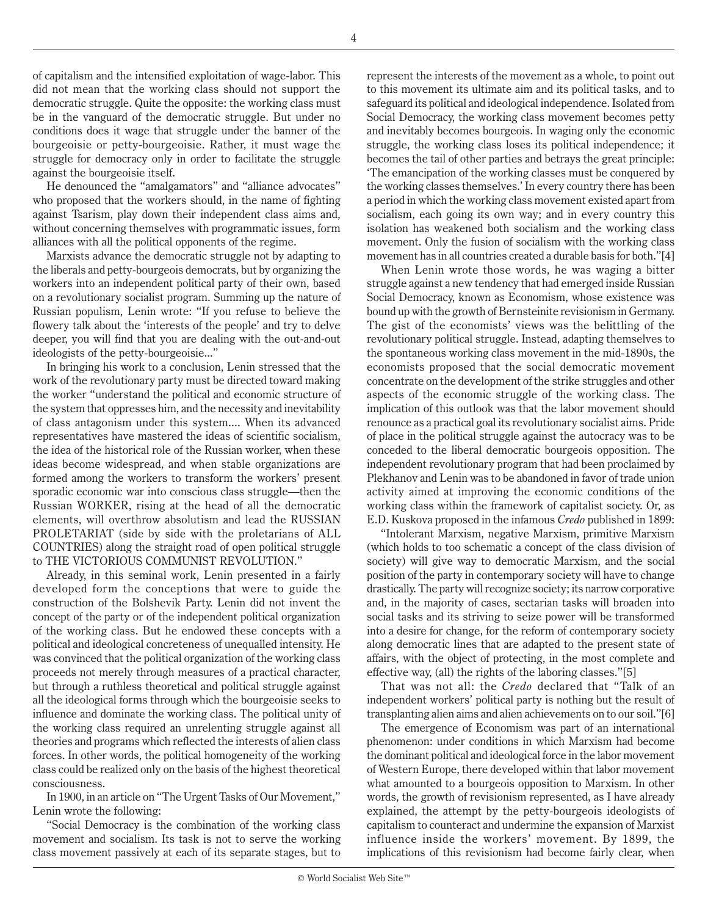of capitalism and the intensified exploitation of wage-labor. This did not mean that the working class should not support the democratic struggle. Quite the opposite: the working class must be in the vanguard of the democratic struggle. But under no conditions does it wage that struggle under the banner of the bourgeoisie or petty-bourgeoisie. Rather, it must wage the struggle for democracy only in order to facilitate the struggle against the bourgeoisie itself.

He denounced the "amalgamators" and "alliance advocates" who proposed that the workers should, in the name of fighting against Tsarism, play down their independent class aims and, without concerning themselves with programmatic issues, form alliances with all the political opponents of the regime.

Marxists advance the democratic struggle not by adapting to the liberals and petty-bourgeois democrats, but by organizing the workers into an independent political party of their own, based on a revolutionary socialist program. Summing up the nature of Russian populism, Lenin wrote: "If you refuse to believe the flowery talk about the 'interests of the people' and try to delve deeper, you will find that you are dealing with the out-and-out ideologists of the petty-bourgeoisie..."

In bringing his work to a conclusion, Lenin stressed that the work of the revolutionary party must be directed toward making the worker "understand the political and economic structure of the system that oppresses him, and the necessity and inevitability of class antagonism under this system.... When its advanced representatives have mastered the ideas of scientific socialism, the idea of the historical role of the Russian worker, when these ideas become widespread, and when stable organizations are formed among the workers to transform the workers' present sporadic economic war into conscious class struggle—then the Russian WORKER, rising at the head of all the democratic elements, will overthrow absolutism and lead the RUSSIAN PROLETARIAT (side by side with the proletarians of ALL COUNTRIES) along the straight road of open political struggle to THE VICTORIOUS COMMUNIST REVOLUTION."

Already, in this seminal work, Lenin presented in a fairly developed form the conceptions that were to guide the construction of the Bolshevik Party. Lenin did not invent the concept of the party or of the independent political organization of the working class. But he endowed these concepts with a political and ideological concreteness of unequalled intensity. He was convinced that the political organization of the working class proceeds not merely through measures of a practical character, but through a ruthless theoretical and political struggle against all the ideological forms through which the bourgeoisie seeks to influence and dominate the working class. The political unity of the working class required an unrelenting struggle against all theories and programs which reflected the interests of alien class forces. In other words, the political homogeneity of the working class could be realized only on the basis of the highest theoretical consciousness.

In 1900, in an article on "The Urgent Tasks of Our Movement," Lenin wrote the following:

"Social Democracy is the combination of the working class movement and socialism. Its task is not to serve the working class movement passively at each of its separate stages, but to represent the interests of the movement as a whole, to point out to this movement its ultimate aim and its political tasks, and to safeguard its political and ideological independence. Isolated from Social Democracy, the working class movement becomes petty and inevitably becomes bourgeois. In waging only the economic struggle, the working class loses its political independence; it becomes the tail of other parties and betrays the great principle: 'The emancipation of the working classes must be conquered by the working classes themselves.' In every country there has been a period in which the working class movement existed apart from socialism, each going its own way; and in every country this isolation has weakened both socialism and the working class movement. Only the fusion of socialism with the working class movement has in all countries created a durable basis for both."[4]

When Lenin wrote those words, he was waging a bitter struggle against a new tendency that had emerged inside Russian Social Democracy, known as Economism, whose existence was bound up with the growth of Bernsteinite revisionism in Germany. The gist of the economists' views was the belittling of the revolutionary political struggle. Instead, adapting themselves to the spontaneous working class movement in the mid-1890s, the economists proposed that the social democratic movement concentrate on the development of the strike struggles and other aspects of the economic struggle of the working class. The implication of this outlook was that the labor movement should renounce as a practical goal its revolutionary socialist aims. Pride of place in the political struggle against the autocracy was to be conceded to the liberal democratic bourgeois opposition. The independent revolutionary program that had been proclaimed by Plekhanov and Lenin was to be abandoned in favor of trade union activity aimed at improving the economic conditions of the working class within the framework of capitalist society. Or, as E.D. Kuskova proposed in the infamous *Credo* published in 1899:

"Intolerant Marxism, negative Marxism, primitive Marxism (which holds to too schematic a concept of the class division of society) will give way to democratic Marxism, and the social position of the party in contemporary society will have to change drastically. The party will recognize society; its narrow corporative and, in the majority of cases, sectarian tasks will broaden into social tasks and its striving to seize power will be transformed into a desire for change, for the reform of contemporary society along democratic lines that are adapted to the present state of affairs, with the object of protecting, in the most complete and effective way, (all) the rights of the laboring classes."[5]

That was not all: the *Credo* declared that "Talk of an independent workers' political party is nothing but the result of transplanting alien aims and alien achievements on to our soil."[6]

The emergence of Economism was part of an international phenomenon: under conditions in which Marxism had become the dominant political and ideological force in the labor movement of Western Europe, there developed within that labor movement what amounted to a bourgeois opposition to Marxism. In other words, the growth of revisionism represented, as I have already explained, the attempt by the petty-bourgeois ideologists of capitalism to counteract and undermine the expansion of Marxist influence inside the workers' movement. By 1899, the implications of this revisionism had become fairly clear, when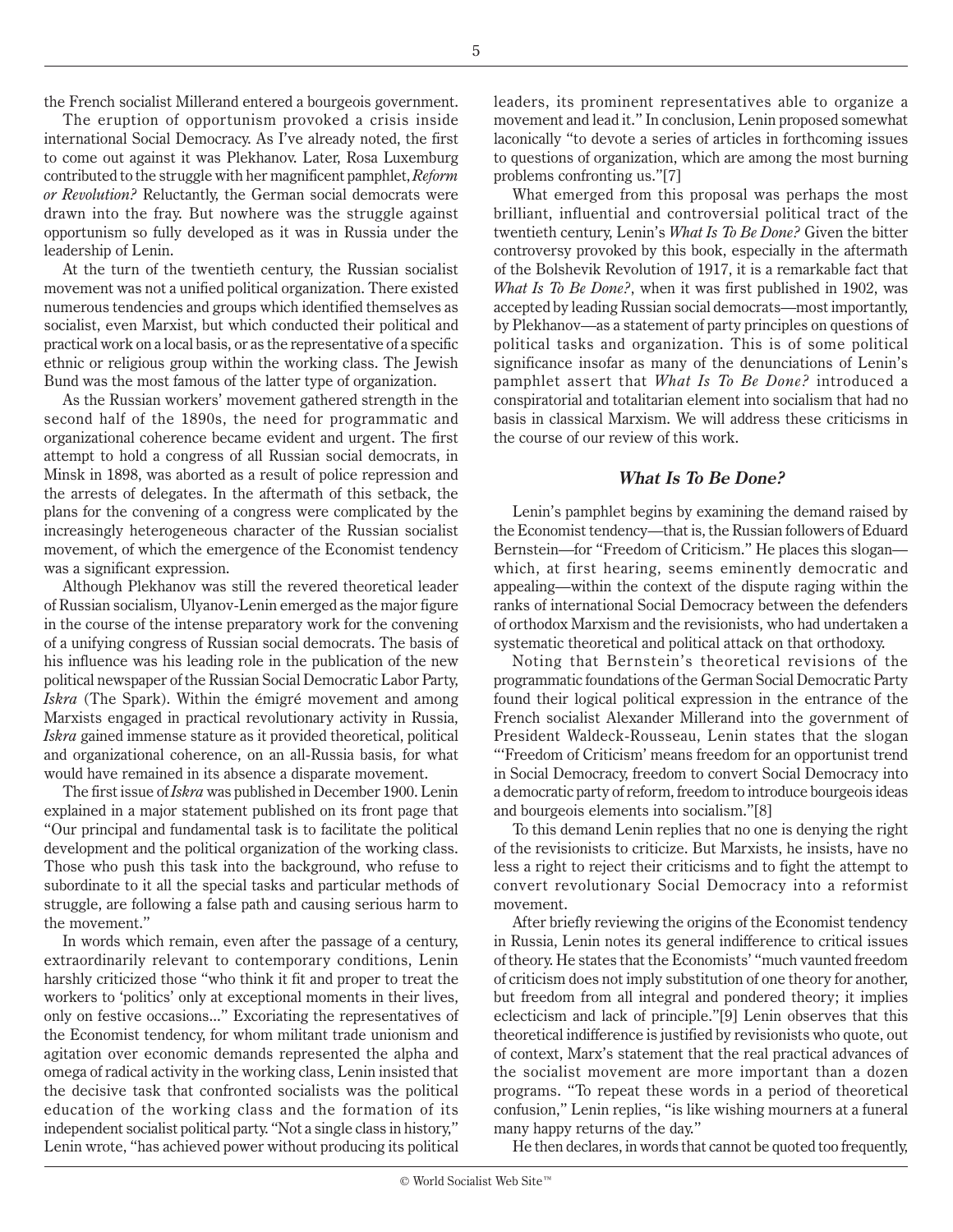the French socialist Millerand entered a bourgeois government.

The eruption of opportunism provoked a crisis inside international Social Democracy. As I've already noted, the first to come out against it was Plekhanov. Later, Rosa Luxemburg contributed to the struggle with her magnificent pamphlet, *Reform or Revolution?* Reluctantly, the German social democrats were drawn into the fray. But nowhere was the struggle against opportunism so fully developed as it was in Russia under the leadership of Lenin.

At the turn of the twentieth century, the Russian socialist movement was not a unified political organization. There existed numerous tendencies and groups which identified themselves as socialist, even Marxist, but which conducted their political and practical work on a local basis, or as the representative of a specific ethnic or religious group within the working class. The Jewish Bund was the most famous of the latter type of organization.

As the Russian workers' movement gathered strength in the second half of the 1890s, the need for programmatic and organizational coherence became evident and urgent. The first attempt to hold a congress of all Russian social democrats, in Minsk in 1898, was aborted as a result of police repression and the arrests of delegates. In the aftermath of this setback, the plans for the convening of a congress were complicated by the increasingly heterogeneous character of the Russian socialist movement, of which the emergence of the Economist tendency was a significant expression.

Although Plekhanov was still the revered theoretical leader of Russian socialism, Ulyanov-Lenin emerged as the major figure in the course of the intense preparatory work for the convening of a unifying congress of Russian social democrats. The basis of his influence was his leading role in the publication of the new political newspaper of the Russian Social Democratic Labor Party, *Iskra* (The Spark). Within the émigré movement and among Marxists engaged in practical revolutionary activity in Russia, *Iskra* gained immense stature as it provided theoretical, political and organizational coherence, on an all-Russia basis, for what would have remained in its absence a disparate movement.

The first issue of *Iskra* was published in December 1900. Lenin explained in a major statement published on its front page that "Our principal and fundamental task is to facilitate the political development and the political organization of the working class. Those who push this task into the background, who refuse to subordinate to it all the special tasks and particular methods of struggle, are following a false path and causing serious harm to the movement."

In words which remain, even after the passage of a century, extraordinarily relevant to contemporary conditions, Lenin harshly criticized those "who think it fit and proper to treat the workers to 'politics' only at exceptional moments in their lives, only on festive occasions..." Excoriating the representatives of the Economist tendency, for whom militant trade unionism and agitation over economic demands represented the alpha and omega of radical activity in the working class, Lenin insisted that the decisive task that confronted socialists was the political education of the working class and the formation of its independent socialist political party. "Not a single class in history," Lenin wrote, "has achieved power without producing its political leaders, its prominent representatives able to organize a movement and lead it." In conclusion, Lenin proposed somewhat laconically "to devote a series of articles in forthcoming issues to questions of organization, which are among the most burning problems confronting us."[7]

What emerged from this proposal was perhaps the most brilliant, influential and controversial political tract of the twentieth century, Lenin's *What Is To Be Done?* Given the bitter controversy provoked by this book, especially in the aftermath of the Bolshevik Revolution of 1917, it is a remarkable fact that *What Is To Be Done?*, when it was first published in 1902, was accepted by leading Russian social democrats—most importantly, by Plekhanov—as a statement of party principles on questions of political tasks and organization. This is of some political significance insofar as many of the denunciations of Lenin's pamphlet assert that *What Is To Be Done?* introduced a conspiratorial and totalitarian element into socialism that had no basis in classical Marxism. We will address these criticisms in the course of our review of this work.

### *What Is To Be Done?*

Lenin's pamphlet begins by examining the demand raised by the Economist tendency—that is, the Russian followers of Eduard Bernstein—for "Freedom of Criticism." He places this slogan—which, at first hearing, seems eminently democratic and appealing—within the context of the dispute raging within the ranks of international Social Democracy between the defenders of orthodox Marxism and the revisionists, who had undertaken a systematic theoretical and political attack on that orthodoxy.

Noting that Bernstein's theoretical revisions of the programmatic foundations of the German Social Democratic Party found their logical political expression in the entrance of the French socialist Alexander Millerand into the government of President Waldeck-Rousseau, Lenin states that the slogan "'Freedom of Criticism' means freedom for an opportunist trend in Social Democracy, freedom to convert Social Democracy into a democratic party of reform, freedom to introduce bourgeois ideas and bourgeois elements into socialism."[8]

To this demand Lenin replies that no one is denying the right of the revisionists to criticize. But Marxists, he insists, have no less a right to reject their criticisms and to fight the attempt to convert revolutionary Social Democracy into a reformist movement.

After briefly reviewing the origins of the Economist tendency in Russia, Lenin notes its general indifference to critical issues of theory. He states that the Economists' "much vaunted freedom of criticism does not imply substitution of one theory for another, but freedom from all integral and pondered theory; it implies eclecticism and lack of principle."[9] Lenin observes that this theoretical indifference is justified by revisionists who quote, out of context, Marx's statement that the real practical advances of the socialist movement are more important than a dozen programs. "To repeat these words in a period of theoretical confusion," Lenin replies, "is like wishing mourners at a funeral many happy returns of the day."

He then declares, in words that cannot be quoted too frequently,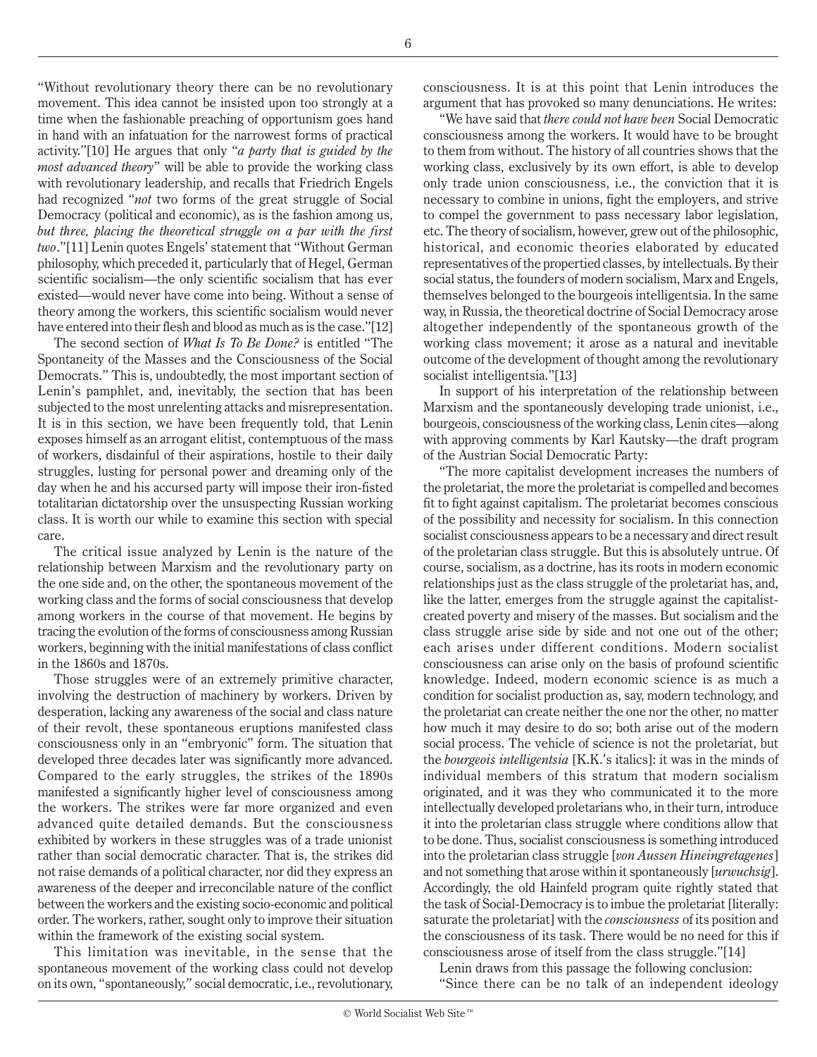"Without revolutionary theory there can be no revolutionary movement. This idea cannot be insisted upon too strongly at a time when the fashionable preaching of opportunism goes hand in hand with an infatuation for the narrowest forms of practical activity."[10] He argues that only "*a party that is guided by the most advanced theory*" will be able to provide the working class with revolutionary leadership, and recalls that Friedrich Engels had recognized "*not* two forms of the great struggle of Social Democracy (political and economic), as is the fashion among us, *but three, placing the theoretical struggle on a par with the first two*."[11] Lenin quotes Engels' statement that "Without German philosophy, which preceded it, particularly that of Hegel, German scientific socialism—the only scientific socialism that has ever existed—would never have come into being. Without a sense of theory among the workers, this scientific socialism would never have entered into their flesh and blood as much as is the case."[12]

The second section of *What Is To Be Done?* is entitled "The Spontaneity of the Masses and the Consciousness of the Social Democrats." This is, undoubtedly, the most important section of Lenin's pamphlet, and, inevitably, the section that has been subjected to the most unrelenting attacks and misrepresentation. It is in this section, we have been frequently told, that Lenin exposes himself as an arrogant elitist, contemptuous of the mass of workers, disdainful of their aspirations, hostile to their daily struggles, lusting for personal power and dreaming only of the day when he and his accursed party will impose their iron-fisted totalitarian dictatorship over the unsuspecting Russian working class. It is worth our while to examine this section with special care.

The critical issue analyzed by Lenin is the nature of the relationship between Marxism and the revolutionary party on the one side and, on the other, the spontaneous movement of the working class and the forms of social consciousness that develop among workers in the course of that movement. He begins by tracing the evolution of the forms of consciousness among Russian workers, beginning with the initial manifestations of class conflict in the 1860s and 1870s.

Those struggles were of an extremely primitive character, involving the destruction of machinery by workers. Driven by desperation, lacking any awareness of the social and class nature of their revolt, these spontaneous eruptions manifested class consciousness only in an "embryonic" form. The situation that developed three decades later was significantly more advanced. Compared to the early struggles, the strikes of the 1890s manifested a significantly higher level of consciousness among the workers. The strikes were far more organized and even advanced quite detailed demands. But the consciousness exhibited by workers in these struggles was of a trade unionist rather than social democratic character. That is, the strikes did not raise demands of a political character, nor did they express an awareness of the deeper and irreconcilable nature of the conflict between the workers and the existing socio-economic and political order. The workers, rather, sought only to improve their situation within the framework of the existing social system.

This limitation was inevitable, in the sense that the spontaneous movement of the working class could not develop on its own, "spontaneously," social democratic, i.e., revolutionary, consciousness. It is at this point that Lenin introduces the argument that has provoked so many denunciations. He writes:

"We have said that *there could not have been* Social Democratic consciousness among the workers. It would have to be brought to them from without. The history of all countries shows that the working class, exclusively by its own effort, is able to develop only trade union consciousness, i.e., the conviction that it is necessary to combine in unions, fight the employers, and strive to compel the government to pass necessary labor legislation, etc. The theory of socialism, however, grew out of the philosophic, historical, and economic theories elaborated by educated representatives of the propertied classes, by intellectuals. By their social status, the founders of modern socialism, Marx and Engels, themselves belonged to the bourgeois intelligentsia. In the same way, in Russia, the theoretical doctrine of Social Democracy arose altogether independently of the spontaneous growth of the working class movement; it arose as a natural and inevitable outcome of the development of thought among the revolutionary socialist intelligentsia."[13]

In support of his interpretation of the relationship between Marxism and the spontaneously developing trade unionist, i.e., bourgeois, consciousness of the working class, Lenin cites—along with approving comments by Karl Kautsky—the draft program of the Austrian Social Democratic Party:

"The more capitalist development increases the numbers of the proletariat, the more the proletariat is compelled and becomes fit to fight against capitalism. The proletariat becomes conscious of the possibility and necessity for socialism. In this connection socialist consciousness appears to be a necessary and direct result of the proletarian class struggle. But this is absolutely untrue. Of course, socialism, as a doctrine, has its roots in modern economic relationships just as the class struggle of the proletariat has, and, like the latter, emerges from the struggle against the capitalist-created poverty and misery of the masses. But socialism and the class struggle arise side by side and not one out of the other; each arises under different conditions. Modern socialist consciousness can arise only on the basis of profound scientific knowledge. Indeed, modern economic science is as much a condition for socialist production as, say, modern technology, and the proletariat can create neither the one nor the other, no matter how much it may desire to do so; both arise out of the modern social process. The vehicle of science is not the proletariat, but the *bourgeois intelligentsia* [K.K.'s italics]: it was in the minds of individual members of this stratum that modern socialism originated, and it was they who communicated it to the more intellectually developed proletarians who, in their turn, introduce it into the proletarian class struggle where conditions allow that to be done. Thus, socialist consciousness is something introduced into the proletarian class struggle [*von Aussen Hineingretagenes*] and not something that arose within it spontaneously [*urwuchsig*]. Accordingly, the old Hainfeld program quite rightly stated that the task of Social-Democracy is to imbue the proletariat [literally: saturate the proletariat] with the *consciousness* of its position and the consciousness of its task. There would be no need for this if consciousness arose of itself from the class struggle."[14]

Lenin draws from this passage the following conclusion:

"Since there can be no talk of an independent ideology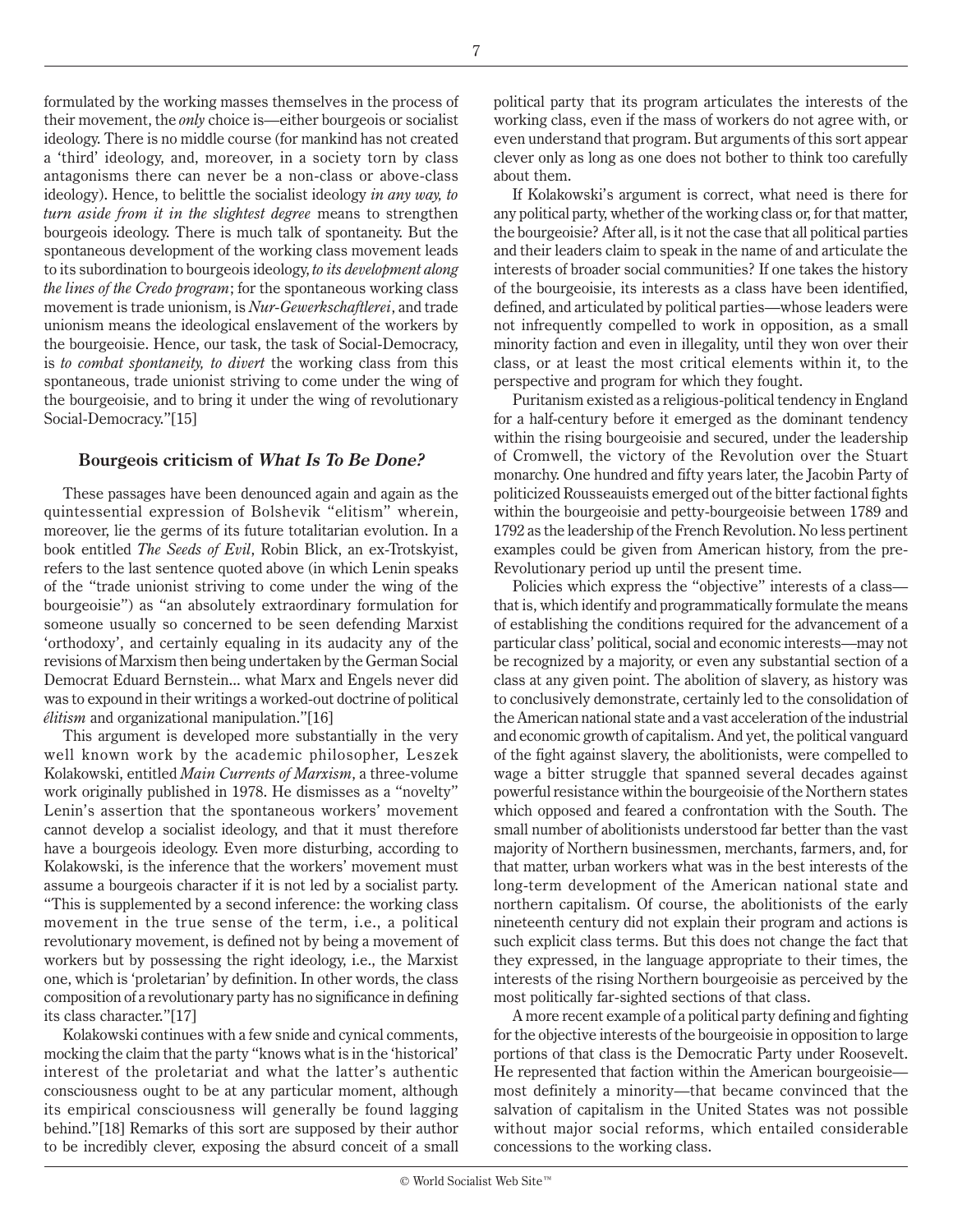formulated by the working masses themselves in the process of their movement, the *only* choice is—either bourgeois or socialist ideology. There is no middle course (for mankind has not created a 'third' ideology, and, moreover, in a society torn by class antagonisms there can never be a non-class or above-class ideology). Hence, to belittle the socialist ideology *in any way, to turn aside from it in the slightest degree* means to strengthen bourgeois ideology. There is much talk of spontaneity. But the spontaneous development of the working class movement leads to its subordination to bourgeois ideology, *to its development along the lines of the Credo program*; for the spontaneous working class movement is trade unionism, is *Nur-Gewerkschaftlerei*, and trade unionism means the ideological enslavement of the workers by the bourgeoisie. Hence, our task, the task of Social-Democracy, is *to combat spontaneity, to divert* the working class from this spontaneous, trade unionist striving to come under the wing of the bourgeoisie, and to bring it under the wing of revolutionary Social-Democracy."[15]

### Bourgeois criticism of *What Is To Be Done?*

These passages have been denounced again and again as the quintessential expression of Bolshevik "elitism" wherein, moreover, lie the germs of its future totalitarian evolution. In a book entitled *The Seeds of Evil*, Robin Blick, an ex-Trotskyist, refers to the last sentence quoted above (in which Lenin speaks of the "trade unionist striving to come under the wing of the bourgeoisie") as "an absolutely extraordinary formulation for someone usually so concerned to be seen defending Marxist 'orthodoxy', and certainly equaling in its audacity any of the revisions of Marxism then being undertaken by the German Social Democrat Eduard Bernstein... what Marx and Engels never did was to expound in their writings a worked-out doctrine of political *élitism* and organizational manipulation."[16]

This argument is developed more substantially in the very well known work by the academic philosopher, Leszek Kolakowski, entitled *Main Currents of Marxism*, a three-volume work originally published in 1978. He dismisses as a "novelty" Lenin's assertion that the spontaneous workers' movement cannot develop a socialist ideology, and that it must therefore have a bourgeois ideology. Even more disturbing, according to Kolakowski, is the inference that the workers' movement must assume a bourgeois character if it is not led by a socialist party. "This is supplemented by a second inference: the working class movement in the true sense of the term, i.e., a political revolutionary movement, is defined not by being a movement of workers but by possessing the right ideology, i.e., the Marxist one, which is 'proletarian' by definition. In other words, the class composition of a revolutionary party has no significance in defining its class character."[17]

Kolakowski continues with a few snide and cynical comments, mocking the claim that the party "knows what is in the 'historical' interest of the proletariat and what the latter's authentic consciousness ought to be at any particular moment, although its empirical consciousness will generally be found lagging behind."[18] Remarks of this sort are supposed by their author to be incredibly clever, exposing the absurd conceit of a small political party that its program articulates the interests of the working class, even if the mass of workers do not agree with, or even understand that program. But arguments of this sort appear clever only as long as one does not bother to think too carefully about them.

If Kolakowski's argument is correct, what need is there for any political party, whether of the working class or, for that matter, the bourgeoisie? After all, is it not the case that all political parties and their leaders claim to speak in the name of and articulate the interests of broader social communities? If one takes the history of the bourgeoisie, its interests as a class have been identified, defined, and articulated by political parties—whose leaders were not infrequently compelled to work in opposition, as a small minority faction and even in illegality, until they won over their class, or at least the most critical elements within it, to the perspective and program for which they fought.

Puritanism existed as a religious-political tendency in England for a half-century before it emerged as the dominant tendency within the rising bourgeoisie and secured, under the leadership of Cromwell, the victory of the Revolution over the Stuart monarchy. One hundred and fifty years later, the Jacobin Party of politicized Rousseauists emerged out of the bitter factional fights within the bourgeoisie and petty-bourgeoisie between 1789 and 1792 as the leadership of the French Revolution. No less pertinent examples could be given from American history, from the pre-Revolutionary period up until the present time.

Policies which express the "objective" interests of a class—that is, which identify and programmatically formulate the means of establishing the conditions required for the advancement of a particular class' political, social and economic interests—may not be recognized by a majority, or even any substantial section of a class at any given point. The abolition of slavery, as history was to conclusively demonstrate, certainly led to the consolidation of the American national state and a vast acceleration of the industrial and economic growth of capitalism. And yet, the political vanguard of the fight against slavery, the abolitionists, were compelled to wage a bitter struggle that spanned several decades against powerful resistance within the bourgeoisie of the Northern states which opposed and feared a confrontation with the South. The small number of abolitionists understood far better than the vast majority of Northern businessmen, merchants, farmers, and, for that matter, urban workers what was in the best interests of the long-term development of the American national state and northern capitalism. Of course, the abolitionists of the early nineteenth century did not explain their program and actions is such explicit class terms. But this does not change the fact that they expressed, in the language appropriate to their times, the interests of the rising Northern bourgeoisie as perceived by the most politically far-sighted sections of that class.

A more recent example of a political party defining and fighting for the objective interests of the bourgeoisie in opposition to large portions of that class is the Democratic Party under Roosevelt. He represented that faction within the American bourgeoisie—most definitely a minority—that became convinced that the salvation of capitalism in the United States was not possible without major social reforms, which entailed considerable concessions to the working class.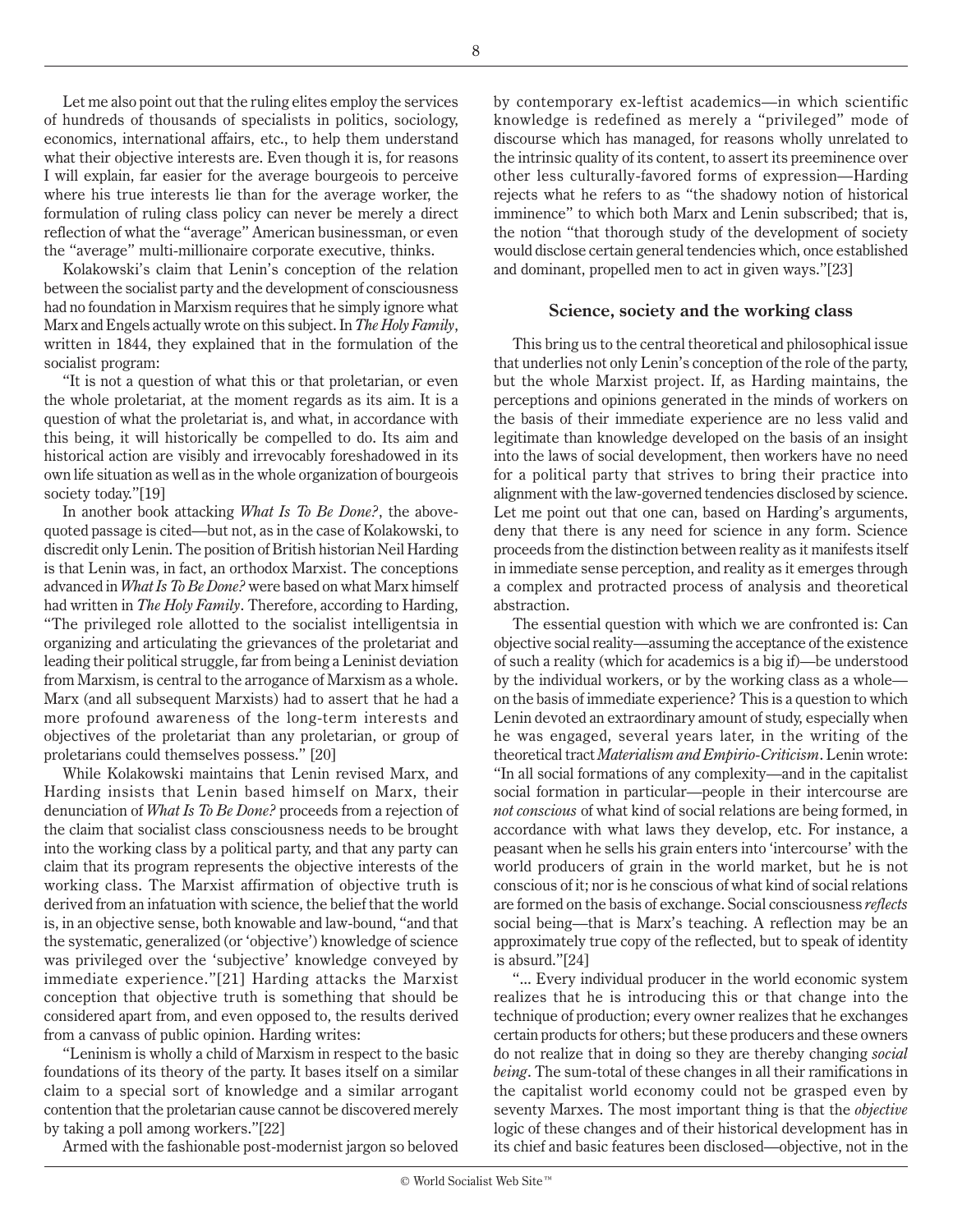Let me also point out that the ruling elites employ the services of hundreds of thousands of specialists in politics, sociology, economics, international affairs, etc., to help them understand what their objective interests are. Even though it is, for reasons I will explain, far easier for the average bourgeois to perceive where his true interests lie than for the average worker, the formulation of ruling class policy can never be merely a direct reflection of what the "average" American businessman, or even the "average" multi-millionaire corporate executive, thinks.

Kolakowski's claim that Lenin's conception of the relation between the socialist party and the development of consciousness had no foundation in Marxism requires that he simply ignore what Marx and Engels actually wrote on this subject. In *The Holy Family*, written in 1844, they explained that in the formulation of the socialist program:

"It is not a question of what this or that proletarian, or even the whole proletariat, at the moment regards as its aim. It is a question of what the proletariat is, and what, in accordance with this being, it will historically be compelled to do. Its aim and historical action are visibly and irrevocably foreshadowed in its own life situation as well as in the whole organization of bourgeois society today."[19]

In another book attacking *What Is To Be Done?*, the above-quoted passage is cited—but not, as in the case of Kolakowski, to discredit only Lenin. The position of British historian Neil Harding is that Lenin was, in fact, an orthodox Marxist. The conceptions advanced in *What Is To Be Done?* were based on what Marx himself had written in *The Holy Family*. Therefore, according to Harding, "The privileged role allotted to the socialist intelligentsia in organizing and articulating the grievances of the proletariat and leading their political struggle, far from being a Leninist deviation from Marxism, is central to the arrogance of Marxism as a whole. Marx (and all subsequent Marxists) had to assert that he had a more profound awareness of the long-term interests and objectives of the proletariat than any proletarian, or group of proletarians could themselves possess." [20]

While Kolakowski maintains that Lenin revised Marx, and Harding insists that Lenin based himself on Marx, their denunciation of *What Is To Be Done?* proceeds from a rejection of the claim that socialist class consciousness needs to be brought into the working class by a political party, and that any party can claim that its program represents the objective interests of the working class. The Marxist affirmation of objective truth is derived from an infatuation with science, the belief that the world is, in an objective sense, both knowable and law-bound, "and that the systematic, generalized (or 'objective') knowledge of science was privileged over the 'subjective' knowledge conveyed by immediate experience."[21] Harding attacks the Marxist conception that objective truth is something that should be considered apart from, and even opposed to, the results derived from a canvass of public opinion. Harding writes:

"Leninism is wholly a child of Marxism in respect to the basic foundations of its theory of the party. It bases itself on a similar claim to a special sort of knowledge and a similar arrogant contention that the proletarian cause cannot be discovered merely by taking a poll among workers."[22]

Armed with the fashionable post-modernist jargon so beloved by contemporary ex-leftist academics—in which scientific knowledge is redefined as merely a "privileged" mode of discourse which has managed, for reasons wholly unrelated to the intrinsic quality of its content, to assert its preeminence over other less culturally-favored forms of expression—Harding rejects what he refers to as "the shadowy notion of historical imminence" to which both Marx and Lenin subscribed; that is, the notion "that thorough study of the development of society would disclose certain general tendencies which, once established and dominant, propelled men to act in given ways."[23]

### Science, society and the working class

This bring us to the central theoretical and philosophical issue that underlies not only Lenin's conception of the role of the party, but the whole Marxist project. If, as Harding maintains, the perceptions and opinions generated in the minds of workers on the basis of their immediate experience are no less valid and legitimate than knowledge developed on the basis of an insight into the laws of social development, then workers have no need for a political party that strives to bring their practice into alignment with the law-governed tendencies disclosed by science. Let me point out that one can, based on Harding's arguments, deny that there is any need for science in any form. Science proceeds from the distinction between reality as it manifests itself in immediate sense perception, and reality as it emerges through a complex and protracted process of analysis and theoretical abstraction.

The essential question with which we are confronted is: Can objective social reality—assuming the acceptance of the existence of such a reality (which for academics is a big if)—be understood by the individual workers, or by the working class as a whole—on the basis of immediate experience? This is a question to which Lenin devoted an extraordinary amount of study, especially when he was engaged, several years later, in the writing of the theoretical tract *Materialism and Empirio-Criticism*. Lenin wrote: "In all social formations of any complexity—and in the capitalist social formation in particular—people in their intercourse are *not conscious* of what kind of social relations are being formed, in accordance with what laws they develop, etc. For instance, a peasant when he sells his grain enters into 'intercourse' with the world producers of grain in the world market, but he is not conscious of it; nor is he conscious of what kind of social relations are formed on the basis of exchange. Social consciousness *reflects* social being—that is Marx's teaching. A reflection may be an approximately true copy of the reflected, but to speak of identity is absurd."[24]

"... Every individual producer in the world economic system realizes that he is introducing this or that change into the technique of production; every owner realizes that he exchanges certain products for others; but these producers and these owners do not realize that in doing so they are thereby changing *social being*. The sum-total of these changes in all their ramifications in the capitalist world economy could not be grasped even by seventy Marxes. The most important thing is that the *objective* logic of these changes and of their historical development has in its chief and basic features been disclosed—objective, not in the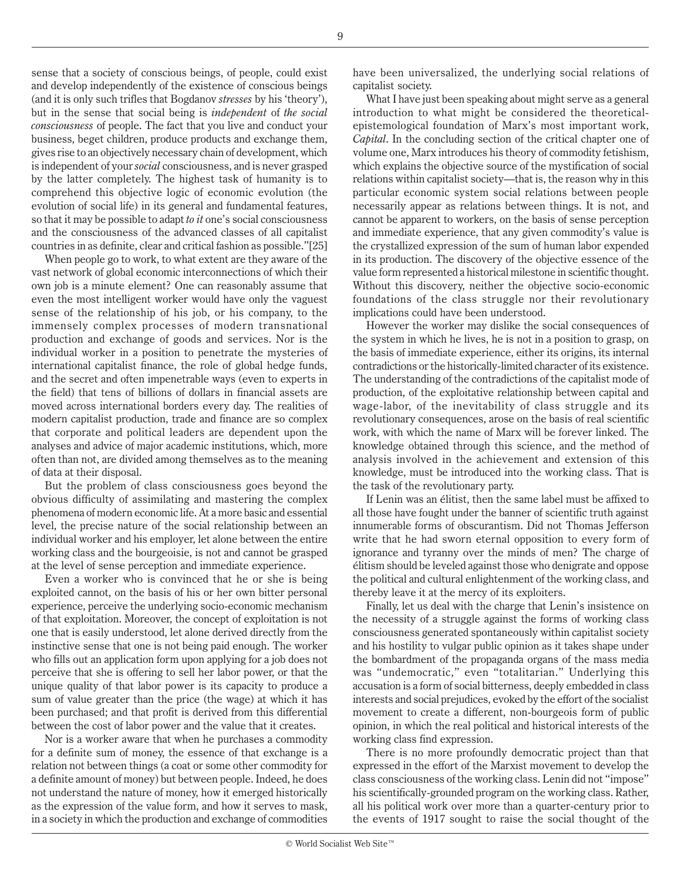sense that a society of conscious beings, of people, could exist and develop independently of the existence of conscious beings (and it is only such trifles that Bogdanov *stresses* by his 'theory'), but in the sense that social being is *independent* of *the social consciousness* of people. The fact that you live and conduct your business, beget children, produce products and exchange them, gives rise to an objectively necessary chain of development, which is independent of your *social* consciousness, and is never grasped by the latter completely. The highest task of humanity is to comprehend this objective logic of economic evolution (the evolution of social life) in its general and fundamental features, so that it may be possible to adapt *to it* one's social consciousness and the consciousness of the advanced classes of all capitalist countries in as definite, clear and critical fashion as possible."[25]

When people go to work, to what extent are they aware of the vast network of global economic interconnections of which their own job is a minute element? One can reasonably assume that even the most intelligent worker would have only the vaguest sense of the relationship of his job, or his company, to the immensely complex processes of modern transnational production and exchange of goods and services. Nor is the individual worker in a position to penetrate the mysteries of international capitalist finance, the role of global hedge funds, and the secret and often impenetrable ways (even to experts in the field) that tens of billions of dollars in financial assets are moved across international borders every day. The realities of modern capitalist production, trade and finance are so complex that corporate and political leaders are dependent upon the analyses and advice of major academic institutions, which, more often than not, are divided among themselves as to the meaning of data at their disposal.

But the problem of class consciousness goes beyond the obvious difficulty of assimilating and mastering the complex phenomena of modern economic life. At a more basic and essential level, the precise nature of the social relationship between an individual worker and his employer, let alone between the entire working class and the bourgeoisie, is not and cannot be grasped at the level of sense perception and immediate experience.

Even a worker who is convinced that he or she is being exploited cannot, on the basis of his or her own bitter personal experience, perceive the underlying socio-economic mechanism of that exploitation. Moreover, the concept of exploitation is not one that is easily understood, let alone derived directly from the instinctive sense that one is not being paid enough. The worker who fills out an application form upon applying for a job does not perceive that she is offering to sell her labor power, or that the unique quality of that labor power is its capacity to produce a sum of value greater than the price (the wage) at which it has been purchased; and that profit is derived from this differential between the cost of labor power and the value that it creates.

Nor is a worker aware that when he purchases a commodity for a definite sum of money, the essence of that exchange is a relation not between things (a coat or some other commodity for a definite amount of money) but between people. Indeed, he does not understand the nature of money, how it emerged historically as the expression of the value form, and how it serves to mask, in a society in which the production and exchange of commodities have been universalized, the underlying social relations of capitalist society.

What I have just been speaking about might serve as a general introduction to what might be considered the theoretical-epistemological foundation of Marx's most important work, *Capital*. In the concluding section of the critical chapter one of volume one, Marx introduces his theory of commodity fetishism, which explains the objective source of the mystification of social relations within capitalist society—that is, the reason why in this particular economic system social relations between people necessarily appear as relations between things. It is not, and cannot be apparent to workers, on the basis of sense perception and immediate experience, that any given commodity's value is the crystallized expression of the sum of human labor expended in its production. The discovery of the objective essence of the value form represented a historical milestone in scientific thought. Without this discovery, neither the objective socio-economic foundations of the class struggle nor their revolutionary implications could have been understood.

However the worker may dislike the social consequences of the system in which he lives, he is not in a position to grasp, on the basis of immediate experience, either its origins, its internal contradictions or the historically-limited character of its existence. The understanding of the contradictions of the capitalist mode of production, of the exploitative relationship between capital and wage-labor, of the inevitability of class struggle and its revolutionary consequences, arose on the basis of real scientific work, with which the name of Marx will be forever linked. The knowledge obtained through this science, and the method of analysis involved in the achievement and extension of this knowledge, must be introduced into the working class. That is the task of the revolutionary party.

If Lenin was an élitist, then the same label must be affixed to all those have fought under the banner of scientific truth against innumerable forms of obscurantism. Did not Thomas Jefferson write that he had sworn eternal opposition to every form of ignorance and tyranny over the minds of men? The charge of élitism should be leveled against those who denigrate and oppose the political and cultural enlightenment of the working class, and thereby leave it at the mercy of its exploiters.

Finally, let us deal with the charge that Lenin's insistence on the necessity of a struggle against the forms of working class consciousness generated spontaneously within capitalist society and his hostility to vulgar public opinion as it takes shape under the bombardment of the propaganda organs of the mass media was "undemocratic," even "totalitarian." Underlying this accusation is a form of social bitterness, deeply embedded in class interests and social prejudices, evoked by the effort of the socialist movement to create a different, non-bourgeois form of public opinion, in which the real political and historical interests of the working class find expression.

There is no more profoundly democratic project than that expressed in the effort of the Marxist movement to develop the class consciousness of the working class. Lenin did not "impose" his scientifically-grounded program on the working class. Rather, all his political work over more than a quarter-century prior to the events of 1917 sought to raise the social thought of the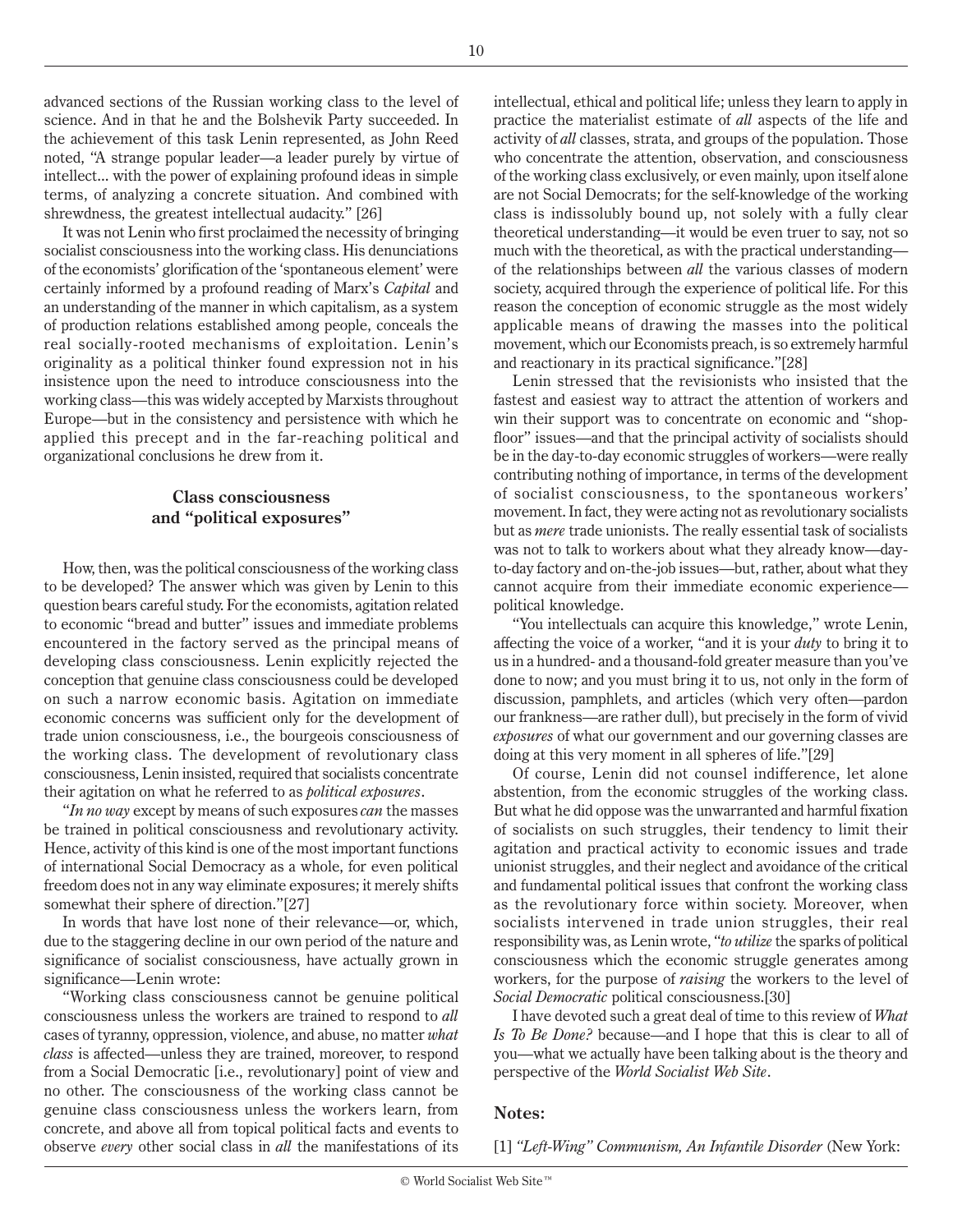advanced sections of the Russian working class to the level of science. And in that he and the Bolshevik Party succeeded. In the achievement of this task Lenin represented, as John Reed noted, "A strange popular leader—a leader purely by virtue of intellect... with the power of explaining profound ideas in simple terms, of analyzing a concrete situation. And combined with shrewdness, the greatest intellectual audacity." [26]

It was not Lenin who first proclaimed the necessity of bringing socialist consciousness into the working class. His denunciations of the economists' glorification of the 'spontaneous element' were certainly informed by a profound reading of Marx's *Capital* and an understanding of the manner in which capitalism, as a system of production relations established among people, conceals the real socially-rooted mechanisms of exploitation. Lenin's originality as a political thinker found expression not in his insistence upon the need to introduce consciousness into the working class—this was widely accepted by Marxists throughout Europe—but in the consistency and persistence with which he applied this precept and in the far-reaching political and organizational conclusions he drew from it.

## Class consciousness and "political exposures"

How, then, was the political consciousness of the working class to be developed? The answer which was given by Lenin to this question bears careful study. For the economists, agitation related to economic "bread and butter" issues and immediate problems encountered in the factory served as the principal means of developing class consciousness. Lenin explicitly rejected the conception that genuine class consciousness could be developed on such a narrow economic basis. Agitation on immediate economic concerns was sufficient only for the development of trade union consciousness, i.e., the bourgeois consciousness of the working class. The development of revolutionary class consciousness, Lenin insisted, required that socialists concentrate their agitation on what he referred to as *political exposures*.

"*In no way* except by means of such exposures *can* the masses be trained in political consciousness and revolutionary activity. Hence, activity of this kind is one of the most important functions of international Social Democracy as a whole, for even political freedom does not in any way eliminate exposures; it merely shifts somewhat their sphere of direction."[27]

In words that have lost none of their relevance—or, which, due to the staggering decline in our own period of the nature and significance of socialist consciousness, have actually grown in significance—Lenin wrote:

"Working class consciousness cannot be genuine political consciousness unless the workers are trained to respond to *all* cases of tyranny, oppression, violence, and abuse, no matter *what class* is affected—unless they are trained, moreover, to respond from a Social Democratic [i.e., revolutionary] point of view and no other. The consciousness of the working class cannot be genuine class consciousness unless the workers learn, from concrete, and above all from topical political facts and events to observe *every* other social class in *all* the manifestations of its intellectual, ethical and political life; unless they learn to apply in practice the materialist estimate of *all* aspects of the life and activity of *all* classes, strata, and groups of the population. Those who concentrate the attention, observation, and consciousness of the working class exclusively, or even mainly, upon itself alone are not Social Democrats; for the self-knowledge of the working class is indissolubly bound up, not solely with a fully clear theoretical understanding—it would be even truer to say, not so much with the theoretical, as with the practical understanding—of the relationships between *all* the various classes of modern society, acquired through the experience of political life. For this reason the conception of economic struggle as the most widely applicable means of drawing the masses into the political movement, which our Economists preach, is so extremely harmful and reactionary in its practical significance."[28]

Lenin stressed that the revisionists who insisted that the fastest and easiest way to attract the attention of workers and win their support was to concentrate on economic and "shop-floor" issues—and that the principal activity of socialists should be in the day-to-day economic struggles of workers—were really contributing nothing of importance, in terms of the development of socialist consciousness, to the spontaneous workers' movement. In fact, they were acting not as revolutionary socialists but as *mere* trade unionists. The really essential task of socialists was not to talk to workers about what they already know—day-to-day factory and on-the-job issues—but, rather, about what they cannot acquire from their immediate economic experience—political knowledge.

"You intellectuals can acquire this knowledge," wrote Lenin, affecting the voice of a worker, "and it is your *duty* to bring it to us in a hundred- and a thousand-fold greater measure than you've done to now; and you must bring it to us, not only in the form of discussion, pamphlets, and articles (which very often—pardon our frankness—are rather dull), but precisely in the form of vivid *exposures* of what our government and our governing classes are doing at this very moment in all spheres of life."[29]

Of course, Lenin did not counsel indifference, let alone abstention, from the economic struggles of the working class. But what he did oppose was the unwarranted and harmful fixation of socialists on such struggles, their tendency to limit their agitation and practical activity to economic issues and trade unionist struggles, and their neglect and avoidance of the critical and fundamental political issues that confront the working class as the revolutionary force within society. Moreover, when socialists intervened in trade union struggles, their real responsibility was, as Lenin wrote, "*to utilize* the sparks of political consciousness which the economic struggle generates among workers, for the purpose of *raising* the workers to the level of *Social Democratic* political consciousness.[30]

I have devoted such a great deal of time to this review of *What Is To Be Done?* because—and I hope that this is clear to all of you—what we actually have been talking about is the theory and perspective of the *World Socialist Web Site*.

## Notes:

[1] *"Left-Wing" Communism, An Infantile Disorder* (New York: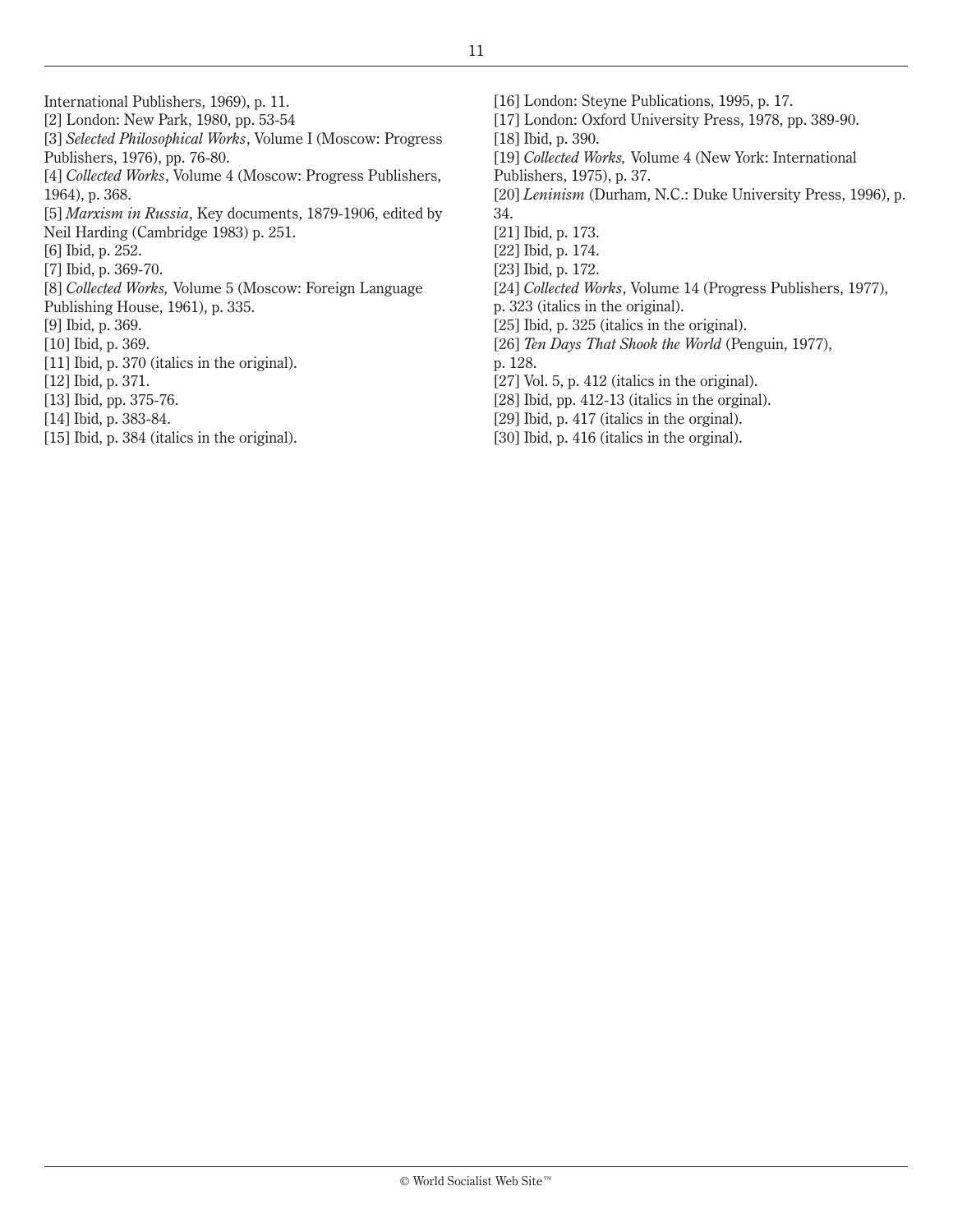International Publishers, 1969), p. 11.  
[2] London: New Park, 1980, pp. 53-54  
[3] *Selected Philosophical Works*, Volume I (Moscow: Progress Publishers, 1976), pp. 76-80.  
[4] *Collected Works*, Volume 4 (Moscow: Progress Publishers, 1964), p. 368.  
[5] *Marxism in Russia*, Key documents, 1879-1906, edited by Neil Harding (Cambridge 1983) p. 251.  
[6] Ibid, p. 252.  
[7] Ibid, p. 369-70.  
[8] *Collected Works,* Volume 5 (Moscow: Foreign Language Publishing House, 1961), p. 335.  
[9] Ibid, p. 369.  
[10] Ibid, p. 369.  
[11] Ibid, p. 370 (italics in the original).  
[12] Ibid, p. 371.  
[13] Ibid, pp. 375-76.  
[14] Ibid, p. 383-84.  
[15] Ibid, p. 384 (italics in the original).  
[16] London: Steyne Publications, 1995, p. 17.  
[17] London: Oxford University Press, 1978, pp. 389-90.  
[18] Ibid, p. 390.  
[19] *Collected Works,* Volume 4 (New York: International Publishers, 1975), p. 37.  
[20] *Leninism* (Durham, N.C.: Duke University Press, 1996), p. 34.  
[21] Ibid, p. 173.  
[22] Ibid, p. 174.  
[23] Ibid, p. 172.  
[24] *Collected Works*, Volume 14 (Progress Publishers, 1977), p. 323 (italics in the original).  
[25] Ibid, p. 325 (italics in the original).  
[26] *Ten Days That Shook the World* (Penguin, 1977), p. 128.  
[27] Vol. 5, p. 412 (italics in the original).  
[28] Ibid, pp. 412-13 (italics in the orginal).  
[29] Ibid, p. 417 (italics in the orginal).  
[30] Ibid, p. 416 (italics in the orginal).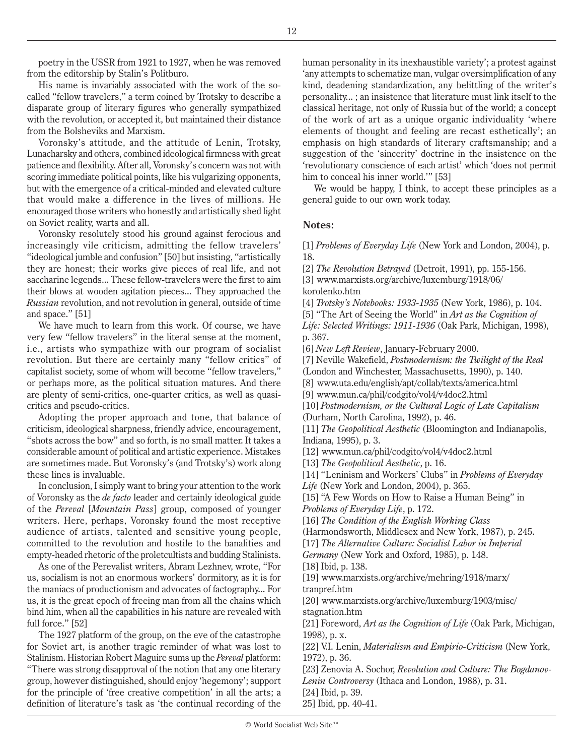poetry in the USSR from 1921 to 1927, when he was removed from the editorship by Stalin's Politburo.

His name is invariably associated with the work of the so-called "fellow travelers," a term coined by Trotsky to describe a disparate group of literary figures who generally sympathized with the revolution, or accepted it, but maintained their distance from the Bolsheviks and Marxism.

Voronsky's attitude, and the attitude of Lenin, Trotsky, Lunacharsky and others, combined ideological firmness with great patience and flexibility. After all, Voronsky's concern was not with scoring immediate political points, like his vulgarizing opponents, but with the emergence of a critical-minded and elevated culture that would make a difference in the lives of millions. He encouraged those writers who honestly and artistically shed light on Soviet reality, warts and all.

Voronsky resolutely stood his ground against ferocious and increasingly vile criticism, admitting the fellow travelers' "ideological jumble and confusion" [50] but insisting, "artistically they are honest; their works give pieces of real life, and not saccharine legends... These fellow-travelers were the first to aim their blows at wooden agitation pieces... They approached the *Russian* revolution, and not revolution in general, outside of time and space." [51]

We have much to learn from this work. Of course, we have very few "fellow travelers" in the literal sense at the moment, i.e., artists who sympathize with our program of socialist revolution. But there are certainly many "fellow critics" of capitalist society, some of whom will become "fellow travelers," or perhaps more, as the political situation matures. And there are plenty of semi-critics, one-quarter critics, as well as quasi-critics and pseudo-critics.

Adopting the proper approach and tone, that balance of criticism, ideological sharpness, friendly advice, encouragement, "shots across the bow" and so forth, is no small matter. It takes a considerable amount of political and artistic experience. Mistakes are sometimes made. But Voronsky's (and Trotsky's) work along these lines is invaluable.

In conclusion, I simply want to bring your attention to the work of Voronsky as the *de facto* leader and certainly ideological guide of the *Pereval* [*Mountain Pass*] group, composed of younger writers. Here, perhaps, Voronsky found the most receptive audience of artists, talented and sensitive young people, committed to the revolution and hostile to the banalities and empty-headed rhetoric of the proletcultists and budding Stalinists.

As one of the Perevalist writers, Abram Lezhnev, wrote, "For us, socialism is not an enormous workers' dormitory, as it is for the maniacs of productionism and advocates of factography... For us, it is the great epoch of freeing man from all the chains which bind him, when all the capabilities in his nature are revealed with full force." [52]

The 1927 platform of the group, on the eve of the catastrophe for Soviet art, is another tragic reminder of what was lost to Stalinism. Historian Robert Maguire sums up the *Pereval* platform: "There was strong disapproval of the notion that any one literary group, however distinguished, should enjoy 'hegemony'; support for the principle of 'free creative competition' in all the arts; a definition of literature's task as 'the continual recording of the human personality in its inexhaustible variety'; a protest against 'any attempts to schematize man, vulgar oversimplification of any kind, deadening standardization, any belittling of the writer's personality... ; an insistence that literature must link itself to the classical heritage, not only of Russia but of the world; a concept of the work of art as a unique organic individuality 'where elements of thought and feeling are recast esthetically'; an emphasis on high standards of literary craftsmanship; and a suggestion of the 'sincerity' doctrine in the insistence on the 'revolutionary conscience of each artist' which 'does not permit him to conceal his inner world.'" [53]

We would be happy, I think, to accept these principles as a general guide to our own work today.

### Notes:

[1] *Problems of Everyday Life* (New York and London, 2004), p. 18.
[2] *The Revolution Betrayed* (Detroit, 1991), pp. 155-156.
[3] www.marxists.org/archive/luxemburg/1918/06/korolenko.htm
[4] *Trotsky's Notebooks: 1933-1935* (New York, 1986), p. 104.
[5] "The Art of Seeing the World" in *Art as the Cognition of Life: Selected Writings: 1911-1936* (Oak Park, Michigan, 1998), p. 367.
[6] *New Left Review*, January-February 2000.
[7] Neville Wakefield, *Postmodernism: the Twilight of the Real* (London and Winchester, Massachusetts, 1990), p. 140.
[8] www.uta.edu/english/apt/collab/texts/america.html
[9] www.mun.ca/phil/codgito/vol4/v4doc2.html
[10] *Postmodernism, or the Cultural Logic of Late Capitalism* (Durham, North Carolina, 1992), p. 46.
[11] *The Geopolitical Aesthetic* (Bloomington and Indianapolis, Indiana, 1995), p. 3.
[12] www.mun.ca/phil/codgito/vol4/v4doc2.html
[13] *The Geopolitical Aesthetic*, p. 16.
[14] "Leninism and Workers' Clubs" in *Problems of Everyday Life* (New York and London, 2004), p. 365.
[15] "A Few Words on How to Raise a Human Being" in *Problems of Everyday Life*, p. 172.
[16] *The Condition of the English Working Class* (Harmondsworth, Middlesex and New York, 1987), p. 245.
[17] *The Alternative Culture: Socialist Labor in Imperial Germany* (New York and Oxford, 1985), p. 148.
[18] Ibid, p. 138.
[19] www.marxists.org/archive/mehring/1918/marx/tranpref.htm
[20] www.marxists.org/archive/luxemburg/1903/misc/stagnation.htm
[21] Foreword, *Art as the Cognition of Life* (Oak Park, Michigan, 1998), p. x.
[22] V.I. Lenin, *Materialism and Empirio-Criticism* (New York, 1972), p. 36.
[23] Zenovia A. Sochor, *Revolution and Culture: The Bogdanov-Lenin Controversy* (Ithaca and London, 1988), p. 31.
[24] Ibid, p. 39.
25] Ibid, pp. 40-41.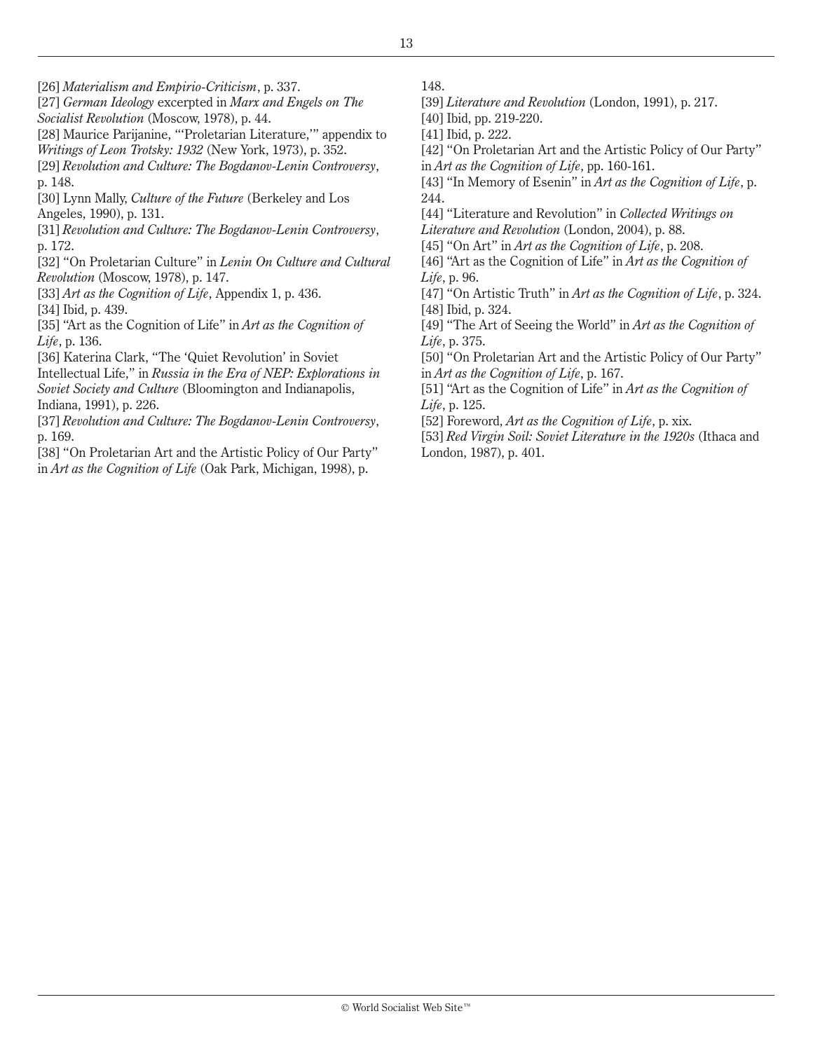[26] *Materialism and Empirio-Criticism*, p. 337.

[27] *German Ideology* excerpted in *Marx and Engels on The Socialist Revolution* (Moscow, 1978), p. 44.

[28] Maurice Parijanine, "'Proletarian Literature,'" appendix to *Writings of Leon Trotsky: 1932* (New York, 1973), p. 352.

[29] *Revolution and Culture: The Bogdanov-Lenin Controversy*, p. 148.

[30] Lynn Mally, *Culture of the Future* (Berkeley and Los Angeles, 1990), p. 131.

[31] *Revolution and Culture: The Bogdanov-Lenin Controversy*, p. 172.

[32] "On Proletarian Culture" in *Lenin On Culture and Cultural Revolution* (Moscow, 1978), p. 147.

[33] *Art as the Cognition of Life*, Appendix 1, p. 436.

[34] Ibid, p. 439.

[35] "Art as the Cognition of Life" in *Art as the Cognition of Life*, p. 136.

[36] Katerina Clark, "The 'Quiet Revolution' in Soviet Intellectual Life," in *Russia in the Era of NEP: Explorations in Soviet Society and Culture* (Bloomington and Indianapolis, Indiana, 1991), p. 226.

[37] *Revolution and Culture: The Bogdanov-Lenin Controversy*, p. 169.

[38] "On Proletarian Art and the Artistic Policy of Our Party" in *Art as the Cognition of Life* (Oak Park, Michigan, 1998), p. 148.

[39] *Literature and Revolution* (London, 1991), p. 217.

[40] Ibid, pp. 219-220.

[41] Ibid, p. 222.

[42] "On Proletarian Art and the Artistic Policy of Our Party" in *Art as the Cognition of Life*, pp. 160-161.

[43] "In Memory of Esenin" in *Art as the Cognition of Life*, p. 244.

[44] "Literature and Revolution" in *Collected Writings on Literature and Revolution* (London, 2004), p. 88.

[45] "On Art" in *Art as the Cognition of Life*, p. 208.

[46] "Art as the Cognition of Life" in *Art as the Cognition of Life*, p. 96.

[47] "On Artistic Truth" in *Art as the Cognition of Life*, p. 324.

[48] Ibid, p. 324.

[49] "The Art of Seeing the World" in *Art as the Cognition of Life*, p. 375.

[50] "On Proletarian Art and the Artistic Policy of Our Party" in *Art as the Cognition of Life*, p. 167.

[51] "Art as the Cognition of Life" in *Art as the Cognition of Life*, p. 125.

[52] Foreword, *Art as the Cognition of Life*, p. xix.

[53] *Red Virgin Soil: Soviet Literature in the 1920s* (Ithaca and London, 1987), p. 401.